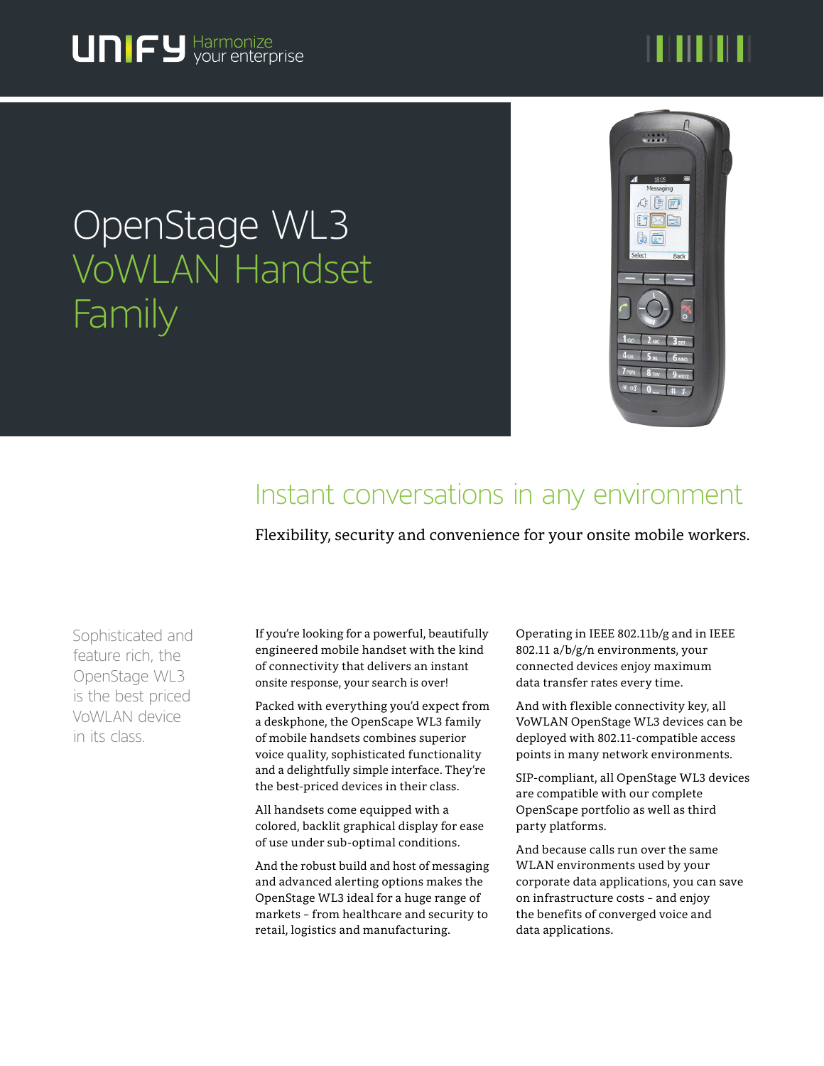unify Harmonize your enterprise

# OpenStage WL3 VoWLAN Handset Family

## Instant conversations in any environment

Flexibility, security and convenience for your onsite mobile workers.

Sophisticated and feature rich, the OpenStage WL3 is the best priced VoWLAN device in its class.

If you're looking for a powerful, beautifully engineered mobile handset with the kind of connectivity that delivers an instant onsite response, your search is over!

Packed with everything you'd expect from a deskphone, the OpenScape WL3 family of mobile handsets combines superior voice quality, sophisticated functionality and a delightfully simple interface. They're the best-priced devices in their class.

All handsets come equipped with a colored, backlit graphical display for ease of use under sub-optimal conditions.

And the robust build and host of messaging and advanced alerting options makes the OpenStage WL3 ideal for a huge range of markets – from healthcare and security to retail, logistics and manufacturing.

Operating in IEEE 802.11b/g and in IEEE 802.11 a/b/g/n environments, your connected devices enjoy maximum data transfer rates every time.

And with flexible connectivity key, all VoWLAN OpenStage WL3 devices can be deployed with 802.11-compatible access points in many network environments.

SIP-compliant, all OpenStage WL3 devices are compatible with our complete OpenScape portfolio as well as third party platforms.

And because calls run over the same WLAN environments used by your corporate data applications, you can save on infrastructure costs – and enjoy the benefits of converged voice and data applications.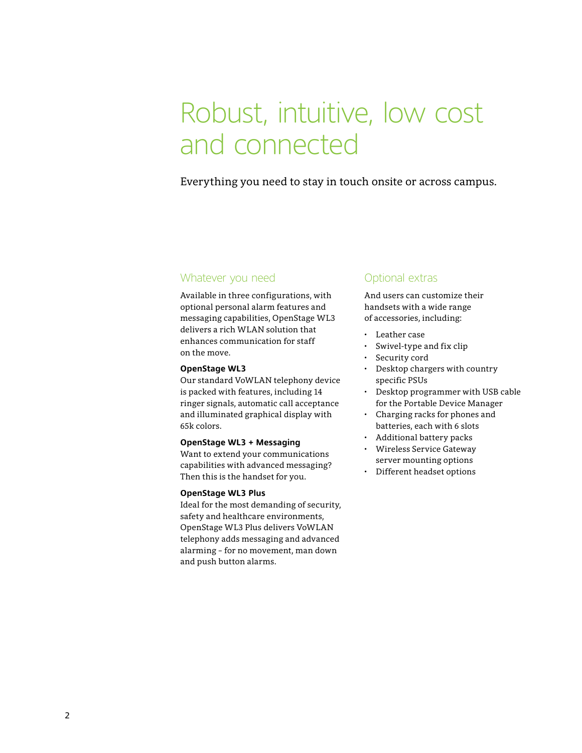# Robust, intuitive, low cost and connected

Everything you need to stay in touch onsite or across campus.

## Whatever you need

Available in three configurations, with optional personal alarm features and messaging capabilities, OpenStage WL3 delivers a rich WLAN solution that enhances communication for staff on the move.

**OpenStage WL3**
Our standard VoWLAN telephony device is packed with features, including 14 ringer signals, automatic call acceptance and illuminated graphical display with 65k colors.

**OpenStage WL3 + Messaging**
Want to extend your communications capabilities with advanced messaging? Then this is the handset for you.

**OpenStage WL3 Plus**
Ideal for the most demanding of security, safety and healthcare environments, OpenStage WL3 Plus delivers VoWLAN telephony adds messaging and advanced alarming – for no movement, man down and push button alarms.

## Optional extras

And users can customize their handsets with a wide range of accessories, including:

- Leather case
- Swivel-type and fix clip
- Security cord
- Desktop chargers with country specific PSUs
- Desktop programmer with USB cable for the Portable Device Manager
- Charging racks for phones and batteries, each with 6 slots
- Additional battery packs
- Wireless Service Gateway server mounting options
- Different headset options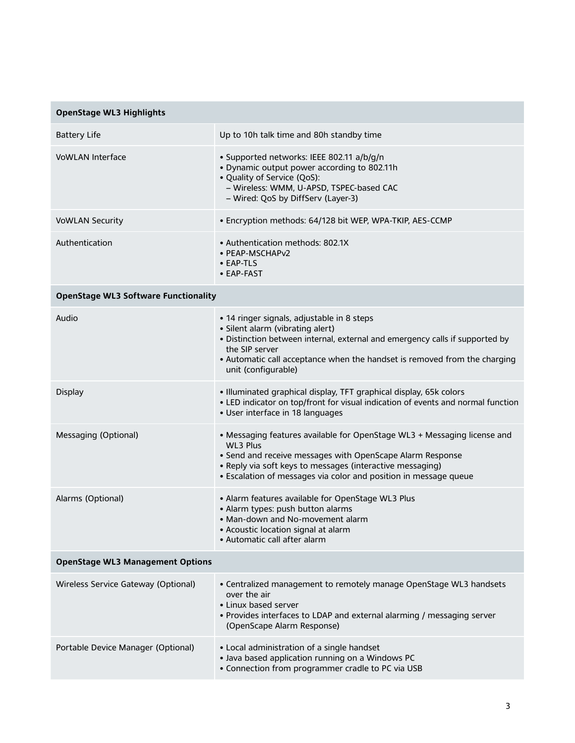| OpenStage WL3 Highlights | |
|---|---|
| Battery Life | Up to 10h talk time and 80h standby time |
| VoWLAN Interface | • Supported networks: IEEE 802.11 a/b/g/n<br>• Dynamic output power according to 802.11h<br>• Quality of Service (QoS):<br>– Wireless: WMM, U-APSD, TSPEC-based CAC<br>– Wired: QoS by DiffServ (Layer-3) |
| VoWLAN Security | • Encryption methods: 64/128 bit WEP, WPA-TKIP, AES-CCMP |
| Authentication | • Authentication methods: 802.1X<br>• PEAP-MSCHAPv2<br>• EAP-TLS<br>• EAP-FAST |
| **OpenStage WL3 Software Functionality** | |
| Audio | • 14 ringer signals, adjustable in 8 steps<br>• Silent alarm (vibrating alert)<br>• Distinction between internal, external and emergency calls if supported by the SIP server<br>• Automatic call acceptance when the handset is removed from the charging unit (configurable) |
| Display | • Illuminated graphical display, TFT graphical display, 65k colors<br>• LED indicator on top/front for visual indication of events and normal function<br>• User interface in 18 languages |
| Messaging (Optional) | • Messaging features available for OpenStage WL3 + Messaging license and WL3 Plus<br>• Send and receive messages with OpenScape Alarm Response<br>• Reply via soft keys to messages (interactive messaging)<br>• Escalation of messages via color and position in message queue |
| Alarms (Optional) | • Alarm features available for OpenStage WL3 Plus<br>• Alarm types: push button alarms<br>• Man-down and No-movement alarm<br>• Acoustic location signal at alarm<br>• Automatic call after alarm |
| **OpenStage WL3 Management Options** | |
| Wireless Service Gateway (Optional) | • Centralized management to remotely manage OpenStage WL3 handsets over the air<br>• Linux based server<br>• Provides interfaces to LDAP and external alarming / messaging server (OpenScape Alarm Response) |
| Portable Device Manager (Optional) | • Local administration of a single handset<br>• Java based application running on a Windows PC<br>• Connection from programmer cradle to PC via USB |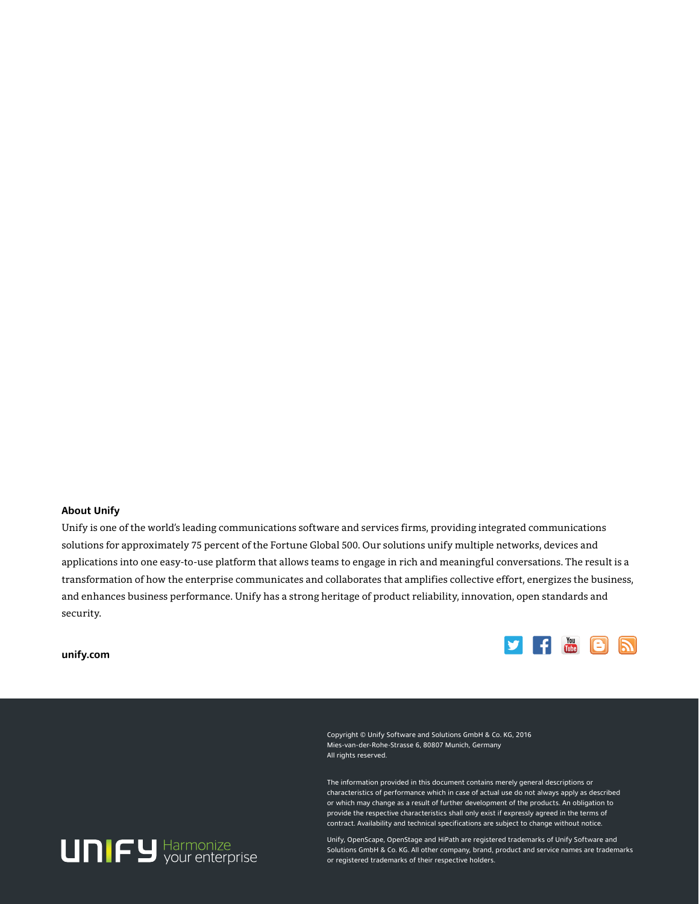**About Unify**

Unify is one of the world's leading communications software and services firms, providing integrated communications solutions for approximately 75 percent of the Fortune Global 500. Our solutions unify multiple networks, devices and applications into one easy-to-use platform that allows teams to engage in rich and meaningful conversations. The result is a transformation of how the enterprise communicates and collaborates that amplifies collective effort, energizes the business, and enhances business performance. Unify has a strong heritage of product reliability, innovation, open standards and security.

**unify.com**

Copyright © Unify Software and Solutions GmbH & Co. KG, 2016
Mies-van-der-Rohe-Strasse 6, 80807 Munich, Germany
All rights reserved.

The information provided in this document contains merely general descriptions or characteristics of performance which in case of actual use do not always apply as described or which may change as a result of further development of the products. An obligation to provide the respective characteristics shall only exist if expressly agreed in the terms of contract. Availability and technical specifications are subject to change without notice.

Unify, OpenScape, OpenStage and HiPath are registered trademarks of Unify Software and Solutions GmbH & Co. KG. All other company, brand, product and service names are trademarks or registered trademarks of their respective holders.

UNIFY Harmonize your enterprise